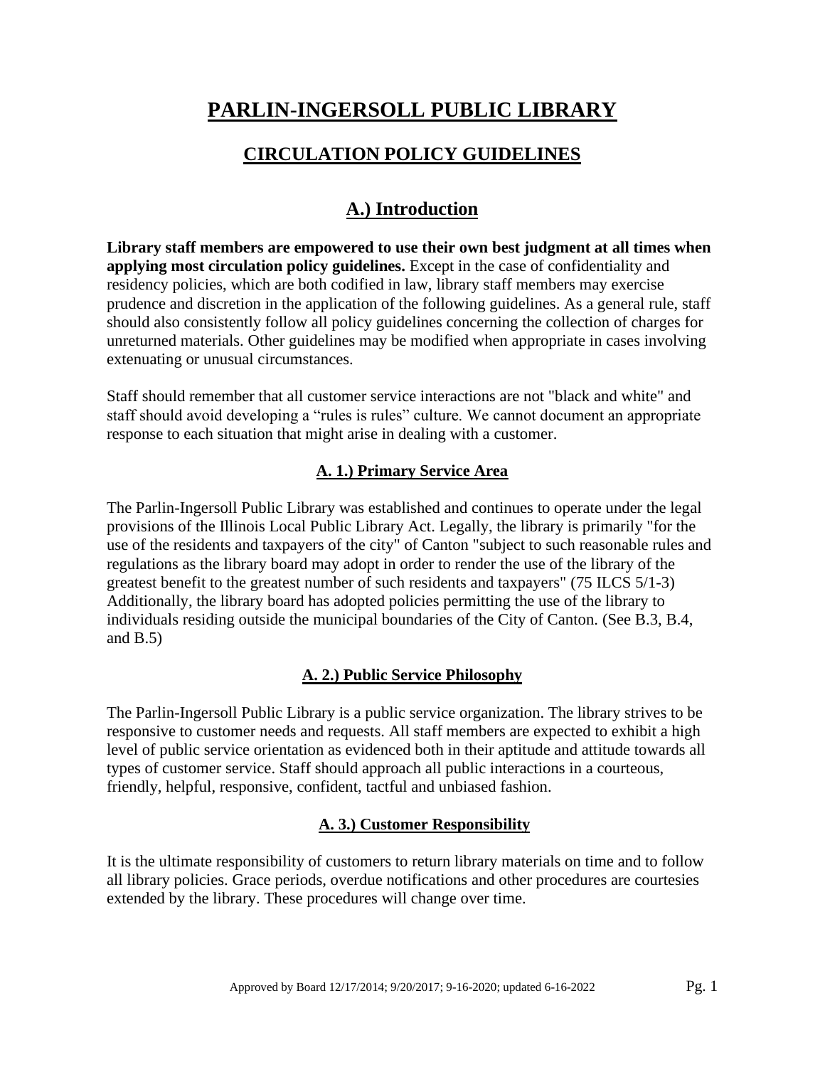# PARLIN-INGERSOLL PUBLIC LIBRARY

## CIRCULATION POLICY GUIDELINES

## A.) Introduction

**Library staff members are empowered to use their own best judgment at all times when applying most circulation policy guidelines.** Except in the case of confidentiality and residency policies, which are both codified in law, library staff members may exercise prudence and discretion in the application of the following guidelines. As a general rule, staff should also consistently follow all policy guidelines concerning the collection of charges for unreturned materials. Other guidelines may be modified when appropriate in cases involving extenuating or unusual circumstances.

Staff should remember that all customer service interactions are not "black and white" and staff should avoid developing a "rules is rules" culture. We cannot document an appropriate response to each situation that might arise in dealing with a customer.

### A. 1.) Primary Service Area

The Parlin-Ingersoll Public Library was established and continues to operate under the legal provisions of the Illinois Local Public Library Act. Legally, the library is primarily "for the use of the residents and taxpayers of the city" of Canton "subject to such reasonable rules and regulations as the library board may adopt in order to render the use of the library of the greatest benefit to the greatest number of such residents and taxpayers" (75 ILCS 5/1-3) Additionally, the library board has adopted policies permitting the use of the library to individuals residing outside the municipal boundaries of the City of Canton. (See B.3, B.4, and B.5)

### A. 2.) Public Service Philosophy

The Parlin-Ingersoll Public Library is a public service organization. The library strives to be responsive to customer needs and requests. All staff members are expected to exhibit a high level of public service orientation as evidenced both in their aptitude and attitude towards all types of customer service. Staff should approach all public interactions in a courteous, friendly, helpful, responsive, confident, tactful and unbiased fashion.

### A. 3.) Customer Responsibility

It is the ultimate responsibility of customers to return library materials on time and to follow all library policies. Grace periods, overdue notifications and other procedures are courtesies extended by the library. These procedures will change over time.

Approved by Board 12/17/2014; 9/20/2017; 9-16-2020; updated 6-16-2022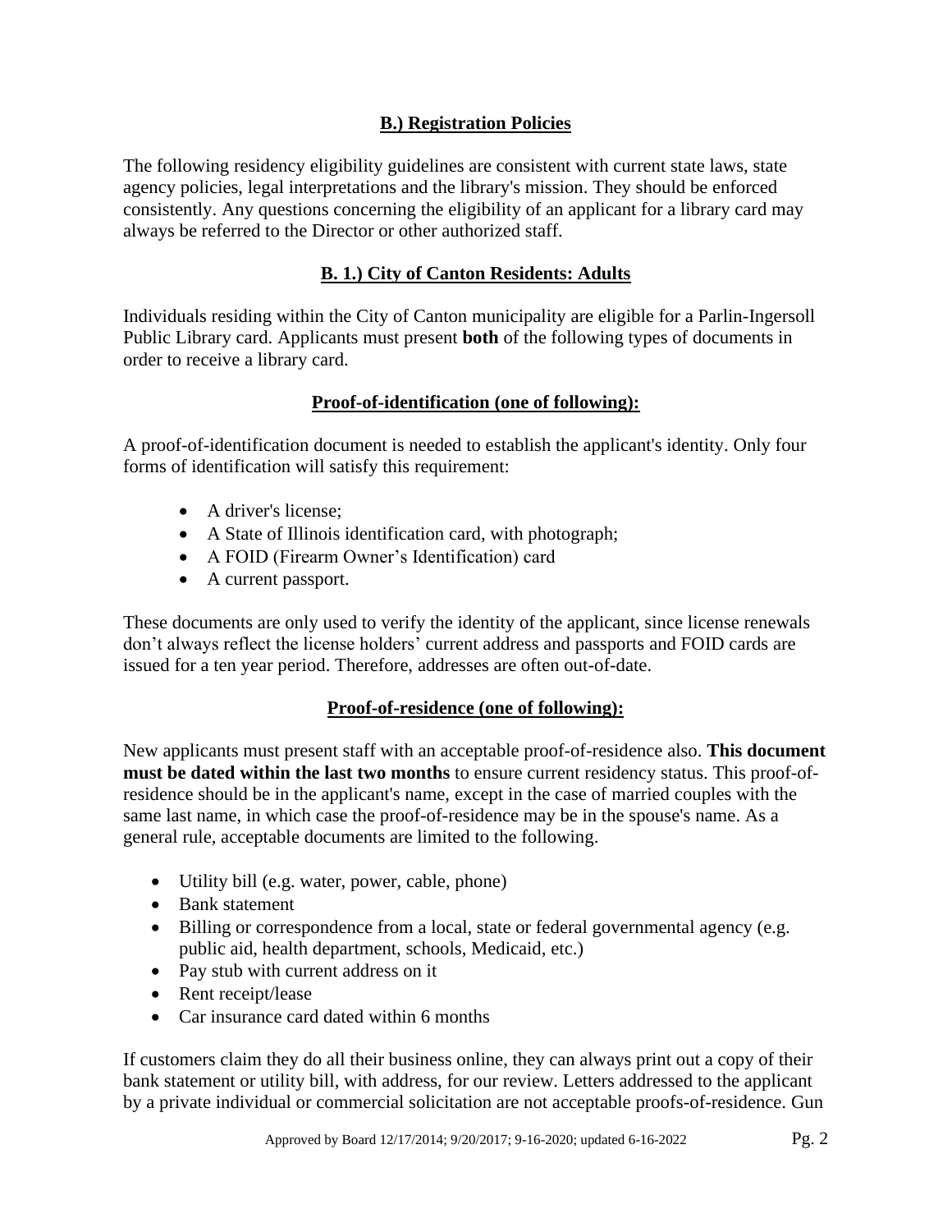## B.) Registration Policies

The following residency eligibility guidelines are consistent with current state laws, state agency policies, legal interpretations and the library's mission. They should be enforced consistently. Any questions concerning the eligibility of an applicant for a library card may always be referred to the Director or other authorized staff.

### B. 1.) City of Canton Residents: Adults

Individuals residing within the City of Canton municipality are eligible for a Parlin-Ingersoll Public Library card. Applicants must present **both** of the following types of documents in order to receive a library card.

#### Proof-of-identification (one of following):

A proof-of-identification document is needed to establish the applicant's identity. Only four forms of identification will satisfy this requirement:

- A driver's license;
- A State of Illinois identification card, with photograph;
- A FOID (Firearm Owner's Identification) card
- A current passport.

These documents are only used to verify the identity of the applicant, since license renewals don't always reflect the license holders' current address and passports and FOID cards are issued for a ten year period. Therefore, addresses are often out-of-date.

#### Proof-of-residence (one of following):

New applicants must present staff with an acceptable proof-of-residence also. **This document must be dated within the last two months** to ensure current residency status. This proof-of-residence should be in the applicant's name, except in the case of married couples with the same last name, in which case the proof-of-residence may be in the spouse's name. As a general rule, acceptable documents are limited to the following.

- Utility bill (e.g. water, power, cable, phone)
- Bank statement
- Billing or correspondence from a local, state or federal governmental agency (e.g. public aid, health department, schools, Medicaid, etc.)
- Pay stub with current address on it
- Rent receipt/lease
- Car insurance card dated within 6 months

If customers claim they do all their business online, they can always print out a copy of their bank statement or utility bill, with address, for our review. Letters addressed to the applicant by a private individual or commercial solicitation are not acceptable proofs-of-residence. Gun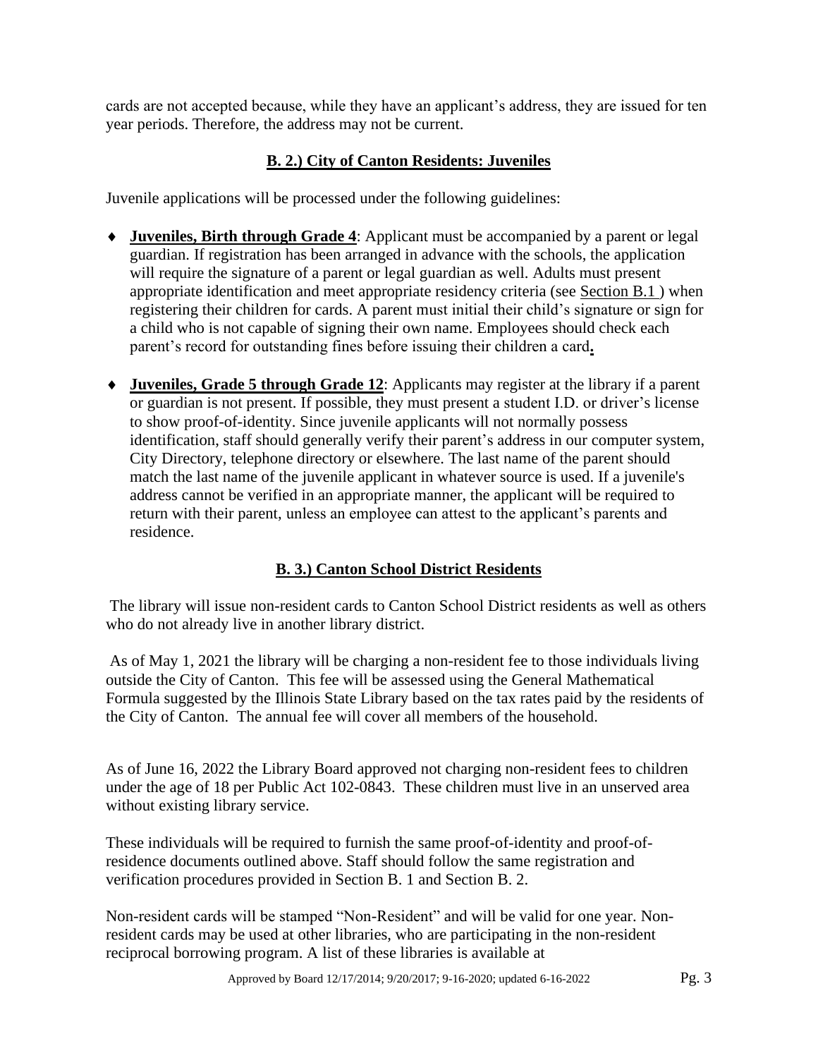cards are not accepted because, while they have an applicant's address, they are issued for ten year periods. Therefore, the address may not be current.

## B. 2.) City of Canton Residents: Juveniles

Juvenile applications will be processed under the following guidelines:

- **Juveniles, Birth through Grade 4**: Applicant must be accompanied by a parent or legal guardian. If registration has been arranged in advance with the schools, the application will require the signature of a parent or legal guardian as well. Adults must present appropriate identification and meet appropriate residency criteria (see Section B.1 ) when registering their children for cards. A parent must initial their child's signature or sign for a child who is not capable of signing their own name. Employees should check each parent's record for outstanding fines before issuing their children a card.

- **Juveniles, Grade 5 through Grade 12**: Applicants may register at the library if a parent or guardian is not present. If possible, they must present a student I.D. or driver's license to show proof-of-identity. Since juvenile applicants will not normally possess identification, staff should generally verify their parent's address in our computer system, City Directory, telephone directory or elsewhere. The last name of the parent should match the last name of the juvenile applicant in whatever source is used. If a juvenile's address cannot be verified in an appropriate manner, the applicant will be required to return with their parent, unless an employee can attest to the applicant's parents and residence.

## B. 3.) Canton School District Residents

The library will issue non-resident cards to Canton School District residents as well as others who do not already live in another library district.

As of May 1, 2021 the library will be charging a non-resident fee to those individuals living outside the City of Canton. This fee will be assessed using the General Mathematical Formula suggested by the Illinois State Library based on the tax rates paid by the residents of the City of Canton. The annual fee will cover all members of the household.

As of June 16, 2022 the Library Board approved not charging non-resident fees to children under the age of 18 per Public Act 102-0843. These children must live in an unserved area without existing library service.

These individuals will be required to furnish the same proof-of-identity and proof-of-residence documents outlined above. Staff should follow the same registration and verification procedures provided in Section B. 1 and Section B. 2.

Non-resident cards will be stamped "Non-Resident" and will be valid for one year. Non-resident cards may be used at other libraries, who are participating in the non-resident reciprocal borrowing program. A list of these libraries is available at

Approved by Board 12/17/2014; 9/20/2017; 9-16-2020; updated 6-16-2022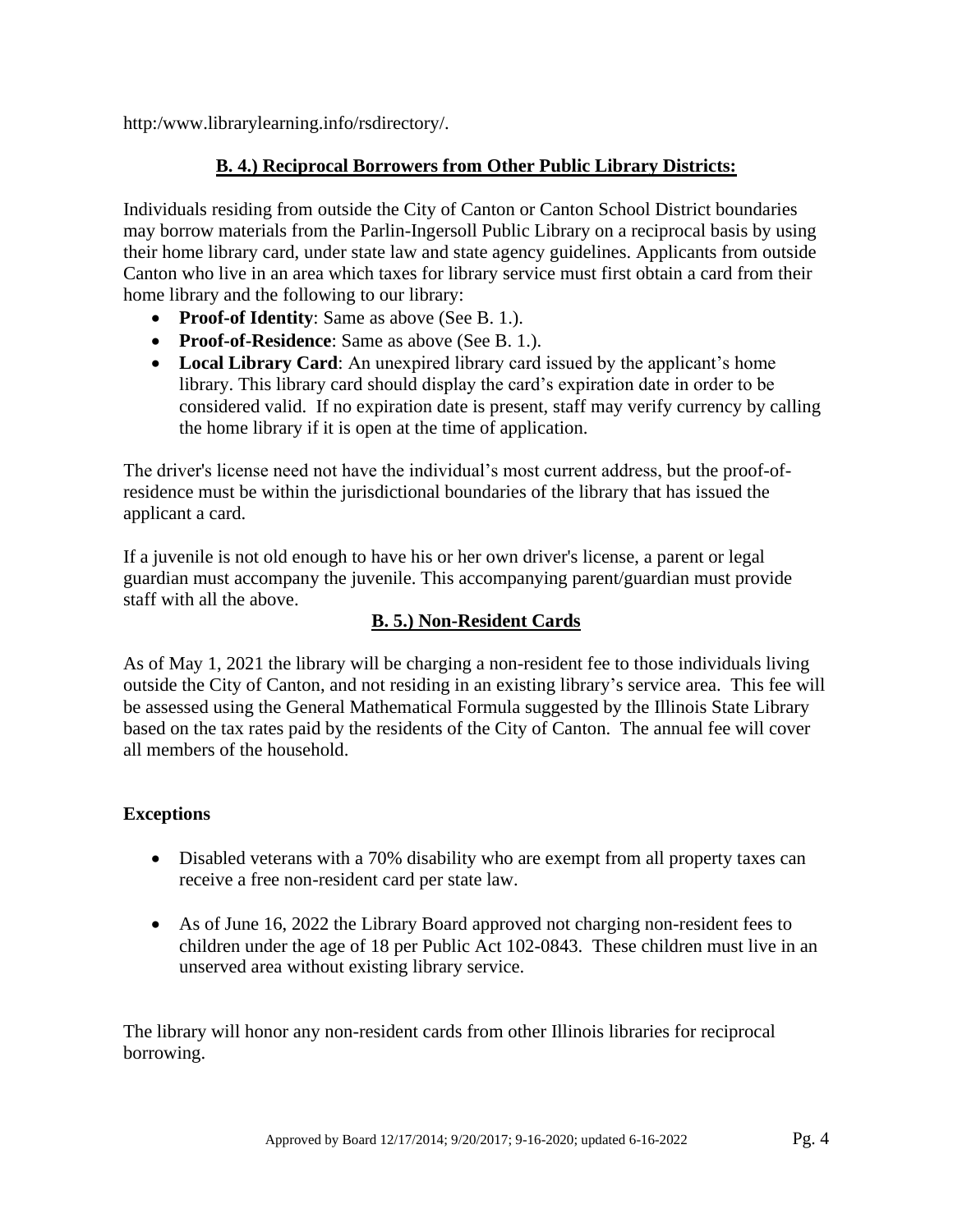http:/www.librarylearning.info/rsdirectory/.

## B. 4.) Reciprocal Borrowers from Other Public Library Districts:

Individuals residing from outside the City of Canton or Canton School District boundaries may borrow materials from the Parlin-Ingersoll Public Library on a reciprocal basis by using their home library card, under state law and state agency guidelines. Applicants from outside Canton who live in an area which taxes for library service must first obtain a card from their home library and the following to our library:

- **Proof-of Identity**: Same as above (See B. 1.).
- **Proof-of-Residence**: Same as above (See B. 1.).
- **Local Library Card**: An unexpired library card issued by the applicant's home library. This library card should display the card's expiration date in order to be considered valid. If no expiration date is present, staff may verify currency by calling the home library if it is open at the time of application.

The driver's license need not have the individual's most current address, but the proof-of-residence must be within the jurisdictional boundaries of the library that has issued the applicant a card.

If a juvenile is not old enough to have his or her own driver's license, a parent or legal guardian must accompany the juvenile. This accompanying parent/guardian must provide staff with all the above.

## B. 5.) Non-Resident Cards

As of May 1, 2021 the library will be charging a non-resident fee to those individuals living outside the City of Canton, and not residing in an existing library's service area. This fee will be assessed using the General Mathematical Formula suggested by the Illinois State Library based on the tax rates paid by the residents of the City of Canton. The annual fee will cover all members of the household.

**Exceptions**

- Disabled veterans with a 70% disability who are exempt from all property taxes can receive a free non-resident card per state law.
- As of June 16, 2022 the Library Board approved not charging non-resident fees to children under the age of 18 per Public Act 102-0843. These children must live in an unserved area without existing library service.

The library will honor any non-resident cards from other Illinois libraries for reciprocal borrowing.

Approved by Board 12/17/2014; 9/20/2017; 9-16-2020; updated 6-16-2022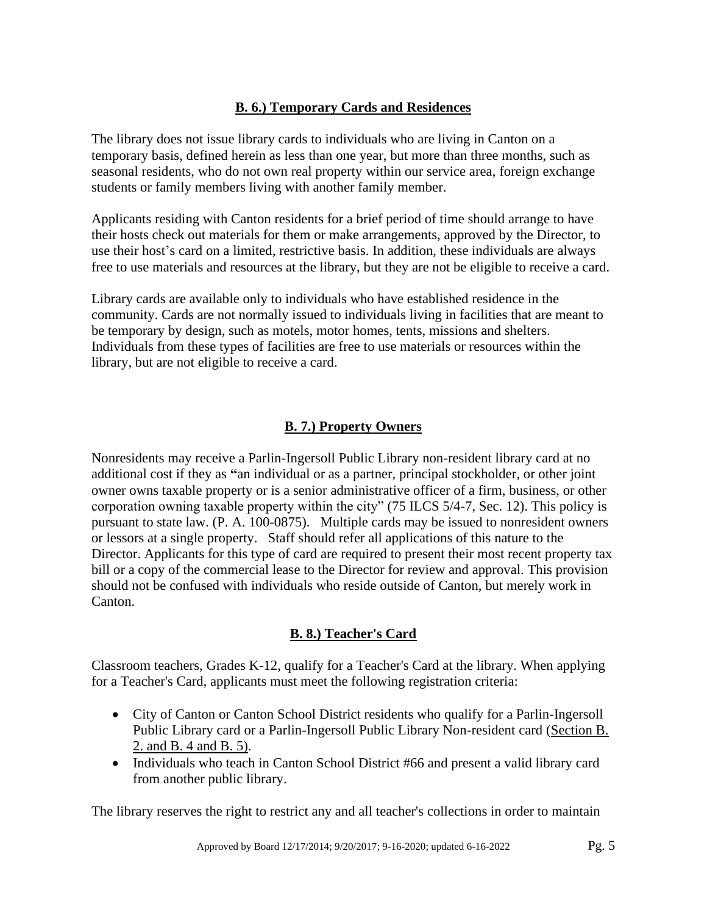## **B. 6.) Temporary Cards and Residences**

The library does not issue library cards to individuals who are living in Canton on a temporary basis, defined herein as less than one year, but more than three months, such as seasonal residents, who do not own real property within our service area, foreign exchange students or family members living with another family member.

Applicants residing with Canton residents for a brief period of time should arrange to have their hosts check out materials for them or make arrangements, approved by the Director, to use their host's card on a limited, restrictive basis. In addition, these individuals are always free to use materials and resources at the library, but they are not be eligible to receive a card.

Library cards are available only to individuals who have established residence in the community. Cards are not normally issued to individuals living in facilities that are meant to be temporary by design, such as motels, motor homes, tents, missions and shelters. Individuals from these types of facilities are free to use materials or resources within the library, but are not eligible to receive a card.

## **B. 7.) Property Owners**

Nonresidents may receive a Parlin-Ingersoll Public Library non-resident library card at no additional cost if they as **"**an individual or as a partner, principal stockholder, or other joint owner owns taxable property or is a senior administrative officer of a firm, business, or other corporation owning taxable property within the city" (75 ILCS 5/4-7, Sec. 12). This policy is pursuant to state law. (P. A. 100-0875). Multiple cards may be issued to nonresident owners or lessors at a single property. Staff should refer all applications of this nature to the Director. Applicants for this type of card are required to present their most recent property tax bill or a copy of the commercial lease to the Director for review and approval. This provision should not be confused with individuals who reside outside of Canton, but merely work in Canton.

## **B. 8.) Teacher's Card**

Classroom teachers, Grades K-12, qualify for a Teacher's Card at the library. When applying for a Teacher's Card, applicants must meet the following registration criteria:

- City of Canton or Canton School District residents who qualify for a Parlin-Ingersoll Public Library card or a Parlin-Ingersoll Public Library Non-resident card (Section B. 2. and B. 4 and B. 5).
- Individuals who teach in Canton School District #66 and present a valid library card from another public library.

The library reserves the right to restrict any and all teacher's collections in order to maintain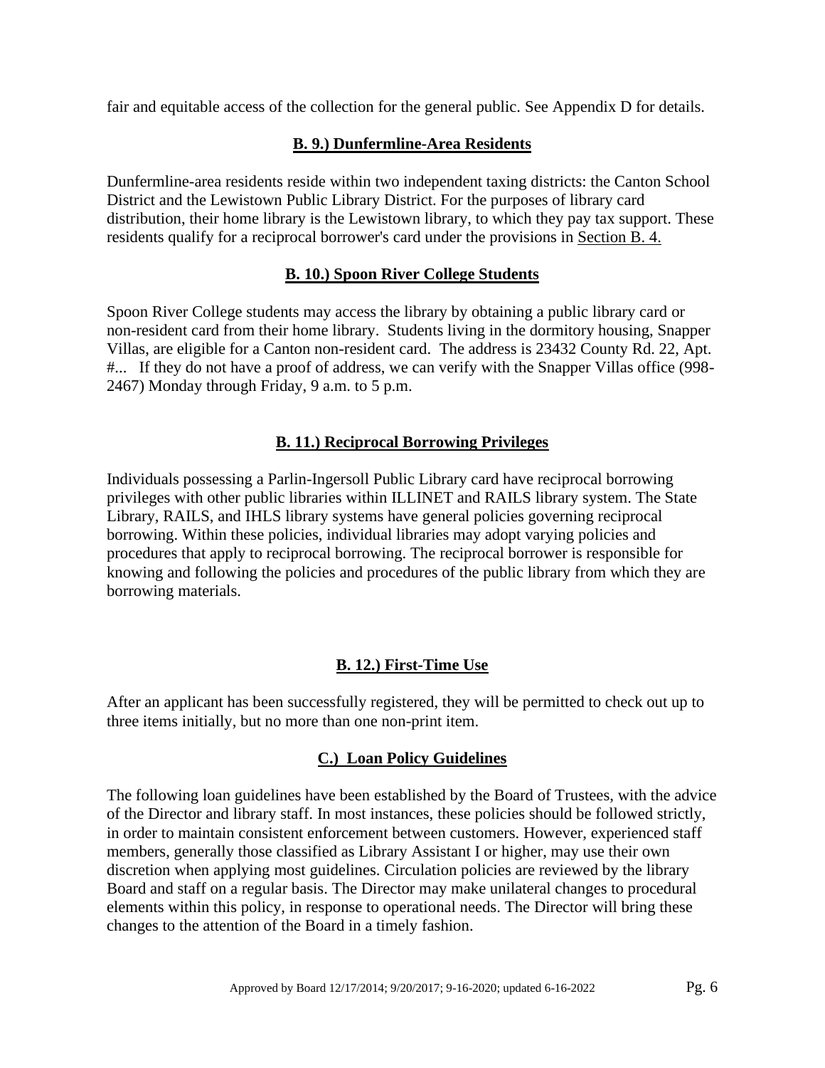fair and equitable access of the collection for the general public. See Appendix D for details.

### B. 9.) Dunfermline-Area Residents

Dunfermline-area residents reside within two independent taxing districts: the Canton School District and the Lewistown Public Library District. For the purposes of library card distribution, their home library is the Lewistown library, to which they pay tax support. These residents qualify for a reciprocal borrower's card under the provisions in Section B. 4.

### B. 10.) Spoon River College Students

Spoon River College students may access the library by obtaining a public library card or non-resident card from their home library. Students living in the dormitory housing, Snapper Villas, are eligible for a Canton non-resident card. The address is 23432 County Rd. 22, Apt. #... If they do not have a proof of address, we can verify with the Snapper Villas office (998-2467) Monday through Friday, 9 a.m. to 5 p.m.

### B. 11.) Reciprocal Borrowing Privileges

Individuals possessing a Parlin-Ingersoll Public Library card have reciprocal borrowing privileges with other public libraries within ILLINET and RAILS library system. The State Library, RAILS, and IHLS library systems have general policies governing reciprocal borrowing. Within these policies, individual libraries may adopt varying policies and procedures that apply to reciprocal borrowing. The reciprocal borrower is responsible for knowing and following the policies and procedures of the public library from which they are borrowing materials.

### B. 12.) First-Time Use

After an applicant has been successfully registered, they will be permitted to check out up to three items initially, but no more than one non-print item.

## C.) Loan Policy Guidelines

The following loan guidelines have been established by the Board of Trustees, with the advice of the Director and library staff. In most instances, these policies should be followed strictly, in order to maintain consistent enforcement between customers. However, experienced staff members, generally those classified as Library Assistant I or higher, may use their own discretion when applying most guidelines. Circulation policies are reviewed by the library Board and staff on a regular basis. The Director may make unilateral changes to procedural elements within this policy, in response to operational needs. The Director will bring these changes to the attention of the Board in a timely fashion.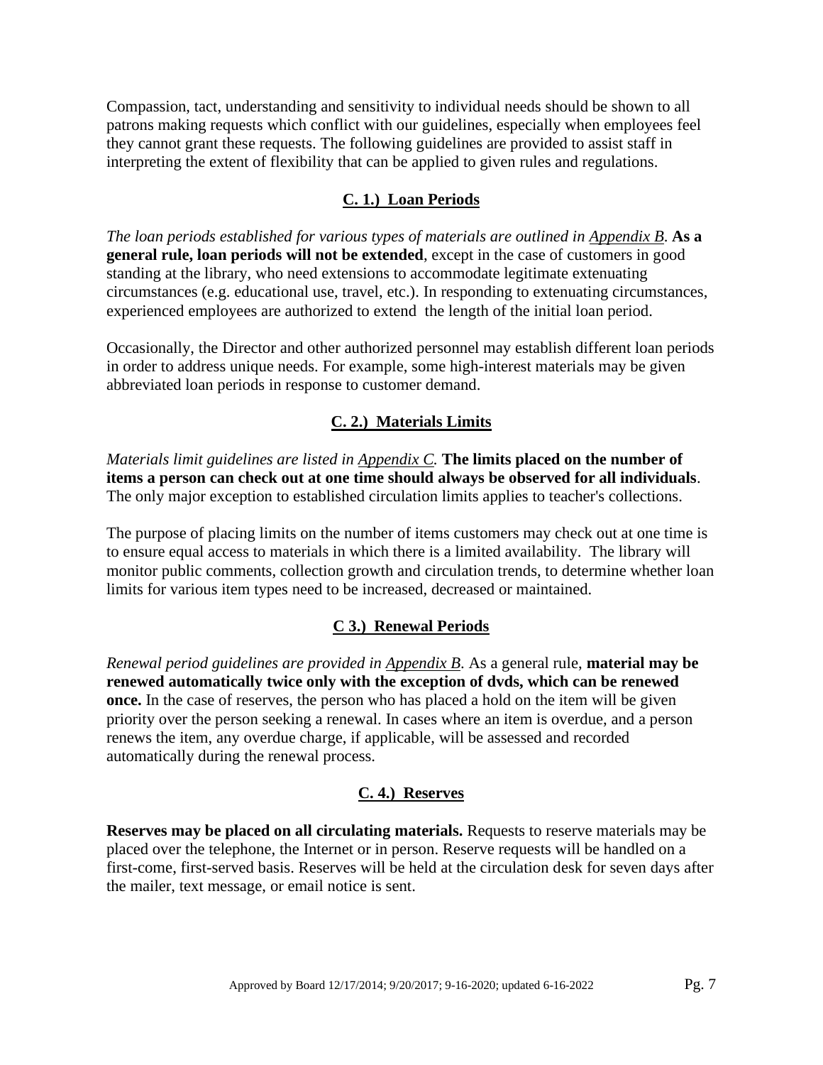Compassion, tact, understanding and sensitivity to individual needs should be shown to all patrons making requests which conflict with our guidelines, especially when employees feel they cannot grant these requests. The following guidelines are provided to assist staff in interpreting the extent of flexibility that can be applied to given rules and regulations.

### C. 1.) Loan Periods

*The loan periods established for various types of materials are outlined in Appendix B.* **As a general rule, loan periods will not be extended**, except in the case of customers in good standing at the library, who need extensions to accommodate legitimate extenuating circumstances (e.g. educational use, travel, etc.). In responding to extenuating circumstances, experienced employees are authorized to extend the length of the initial loan period.

Occasionally, the Director and other authorized personnel may establish different loan periods in order to address unique needs. For example, some high-interest materials may be given abbreviated loan periods in response to customer demand.

### C. 2.) Materials Limits

*Materials limit guidelines are listed in Appendix C.* **The limits placed on the number of items a person can check out at one time should always be observed for all individuals**. The only major exception to established circulation limits applies to teacher's collections.

The purpose of placing limits on the number of items customers may check out at one time is to ensure equal access to materials in which there is a limited availability. The library will monitor public comments, collection growth and circulation trends, to determine whether loan limits for various item types need to be increased, decreased or maintained.

### C 3.) Renewal Periods

*Renewal period guidelines are provided in Appendix B.* As a general rule, **material may be renewed automatically twice only with the exception of dvds, which can be renewed once.** In the case of reserves, the person who has placed a hold on the item will be given priority over the person seeking a renewal. In cases where an item is overdue, and a person renews the item, any overdue charge, if applicable, will be assessed and recorded automatically during the renewal process.

### C. 4.) Reserves

**Reserves may be placed on all circulating materials.** Requests to reserve materials may be placed over the telephone, the Internet or in person. Reserve requests will be handled on a first-come, first-served basis. Reserves will be held at the circulation desk for seven days after the mailer, text message, or email notice is sent.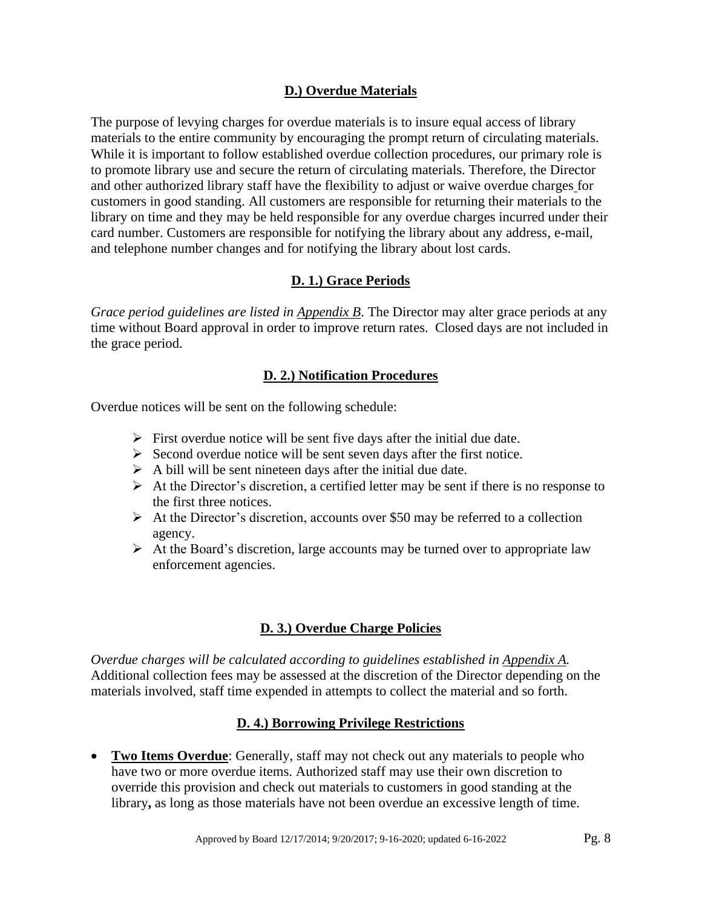## D.) Overdue Materials

The purpose of levying charges for overdue materials is to insure equal access of library materials to the entire community by encouraging the prompt return of circulating materials. While it is important to follow established overdue collection procedures, our primary role is to promote library use and secure the return of circulating materials. Therefore, the Director and other authorized library staff have the flexibility to adjust or waive overdue charges for customers in good standing. All customers are responsible for returning their materials to the library on time and they may be held responsible for any overdue charges incurred under their card number. Customers are responsible for notifying the library about any address, e-mail, and telephone number changes and for notifying the library about lost cards.

### D. 1.) Grace Periods

*Grace period guidelines are listed in Appendix B.* The Director may alter grace periods at any time without Board approval in order to improve return rates. Closed days are not included in the grace period.

### D. 2.) Notification Procedures

Overdue notices will be sent on the following schedule:

- First overdue notice will be sent five days after the initial due date.
- Second overdue notice will be sent seven days after the first notice.
- A bill will be sent nineteen days after the initial due date.
- At the Director's discretion, a certified letter may be sent if there is no response to the first three notices.
- At the Director's discretion, accounts over $50 may be referred to a collection agency.
- At the Board's discretion, large accounts may be turned over to appropriate law enforcement agencies.

### D. 3.) Overdue Charge Policies

*Overdue charges will be calculated according to guidelines established in Appendix A.* Additional collection fees may be assessed at the discretion of the Director depending on the materials involved, staff time expended in attempts to collect the material and so forth.

### D. 4.) Borrowing Privilege Restrictions

- **Two Items Overdue**: Generally, staff may not check out any materials to people who have two or more overdue items. Authorized staff may use their own discretion to override this provision and check out materials to customers in good standing at the library, as long as those materials have not been overdue an excessive length of time.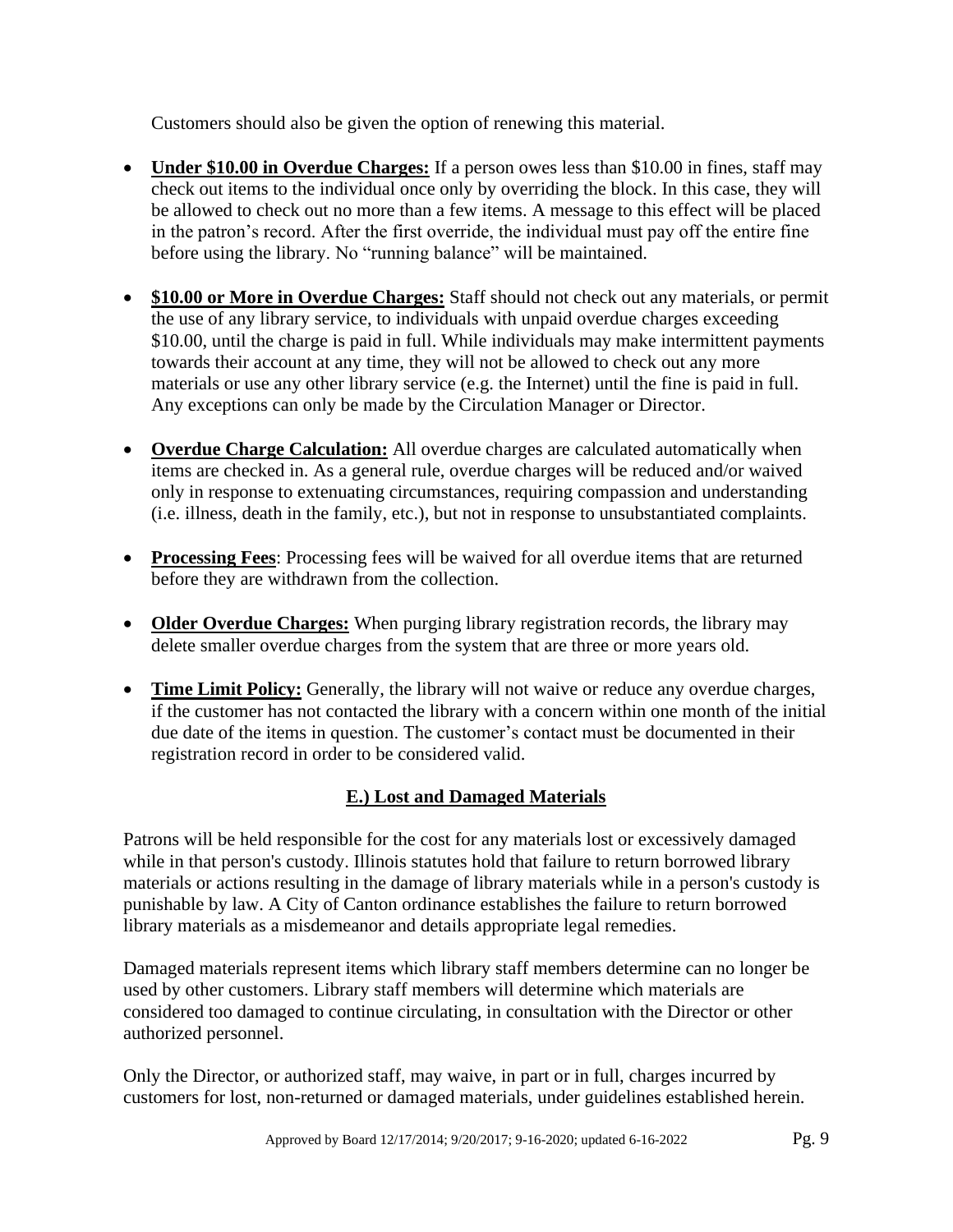Customers should also be given the option of renewing this material.

- **Under $10.00 in Overdue Charges:** If a person owes less than $10.00 in fines, staff may check out items to the individual once only by overriding the block. In this case, they will be allowed to check out no more than a few items. A message to this effect will be placed in the patron's record. After the first override, the individual must pay off the entire fine before using the library. No "running balance" will be maintained.

- **$10.00 or More in Overdue Charges:** Staff should not check out any materials, or permit the use of any library service, to individuals with unpaid overdue charges exceeding $10.00, until the charge is paid in full. While individuals may make intermittent payments towards their account at any time, they will not be allowed to check out any more materials or use any other library service (e.g. the Internet) until the fine is paid in full. Any exceptions can only be made by the Circulation Manager or Director.

- **Overdue Charge Calculation:** All overdue charges are calculated automatically when items are checked in. As a general rule, overdue charges will be reduced and/or waived only in response to extenuating circumstances, requiring compassion and understanding (i.e. illness, death in the family, etc.), but not in response to unsubstantiated complaints.

- **Processing Fees**: Processing fees will be waived for all overdue items that are returned before they are withdrawn from the collection.

- **Older Overdue Charges:** When purging library registration records, the library may delete smaller overdue charges from the system that are three or more years old.

- **Time Limit Policy:** Generally, the library will not waive or reduce any overdue charges, if the customer has not contacted the library with a concern within one month of the initial due date of the items in question. The customer's contact must be documented in their registration record in order to be considered valid.

## E.) Lost and Damaged Materials

Patrons will be held responsible for the cost for any materials lost or excessively damaged while in that person's custody. Illinois statutes hold that failure to return borrowed library materials or actions resulting in the damage of library materials while in a person's custody is punishable by law. A City of Canton ordinance establishes the failure to return borrowed library materials as a misdemeanor and details appropriate legal remedies.

Damaged materials represent items which library staff members determine can no longer be used by other customers. Library staff members will determine which materials are considered too damaged to continue circulating, in consultation with the Director or other authorized personnel.

Only the Director, or authorized staff, may waive, in part or in full, charges incurred by customers for lost, non-returned or damaged materials, under guidelines established herein.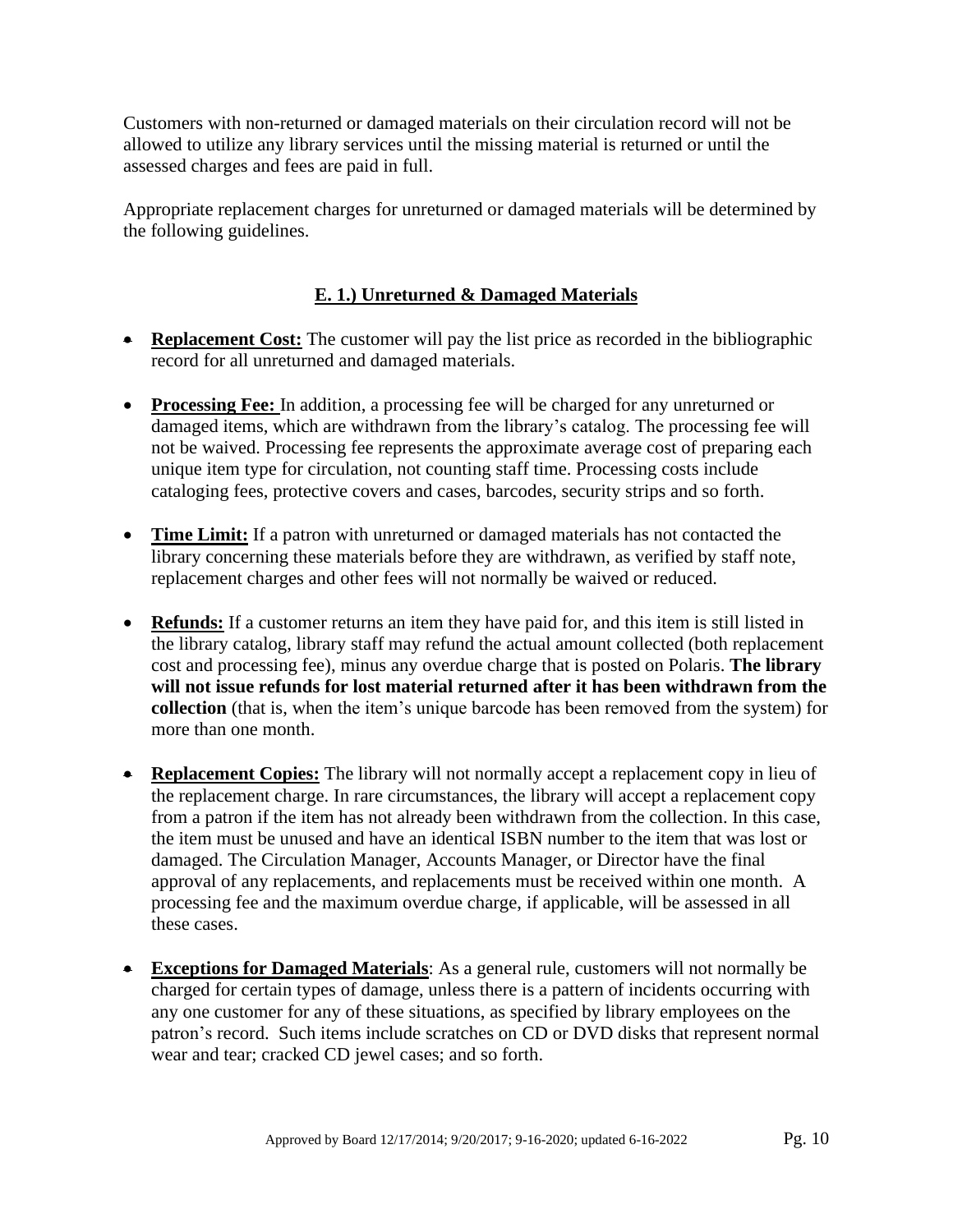Customers with non-returned or damaged materials on their circulation record will not be allowed to utilize any library services until the missing material is returned or until the assessed charges and fees are paid in full.

Appropriate replacement charges for unreturned or damaged materials will be determined by the following guidelines.

## E. 1.) Unreturned & Damaged Materials

- **Replacement Cost:** The customer will pay the list price as recorded in the bibliographic record for all unreturned and damaged materials.

- **Processing Fee:** In addition, a processing fee will be charged for any unreturned or damaged items, which are withdrawn from the library's catalog. The processing fee will not be waived. Processing fee represents the approximate average cost of preparing each unique item type for circulation, not counting staff time. Processing costs include cataloging fees, protective covers and cases, barcodes, security strips and so forth.

- **Time Limit:** If a patron with unreturned or damaged materials has not contacted the library concerning these materials before they are withdrawn, as verified by staff note, replacement charges and other fees will not normally be waived or reduced.

- **Refunds:** If a customer returns an item they have paid for, and this item is still listed in the library catalog, library staff may refund the actual amount collected (both replacement cost and processing fee), minus any overdue charge that is posted on Polaris. **The library will not issue refunds for lost material returned after it has been withdrawn from the collection** (that is, when the item's unique barcode has been removed from the system) for more than one month.

- **Replacement Copies:** The library will not normally accept a replacement copy in lieu of the replacement charge. In rare circumstances, the library will accept a replacement copy from a patron if the item has not already been withdrawn from the collection. In this case, the item must be unused and have an identical ISBN number to the item that was lost or damaged. The Circulation Manager, Accounts Manager, or Director have the final approval of any replacements, and replacements must be received within one month. A processing fee and the maximum overdue charge, if applicable, will be assessed in all these cases.

- **Exceptions for Damaged Materials**: As a general rule, customers will not normally be charged for certain types of damage, unless there is a pattern of incidents occurring with any one customer for any of these situations, as specified by library employees on the patron's record. Such items include scratches on CD or DVD disks that represent normal wear and tear; cracked CD jewel cases; and so forth.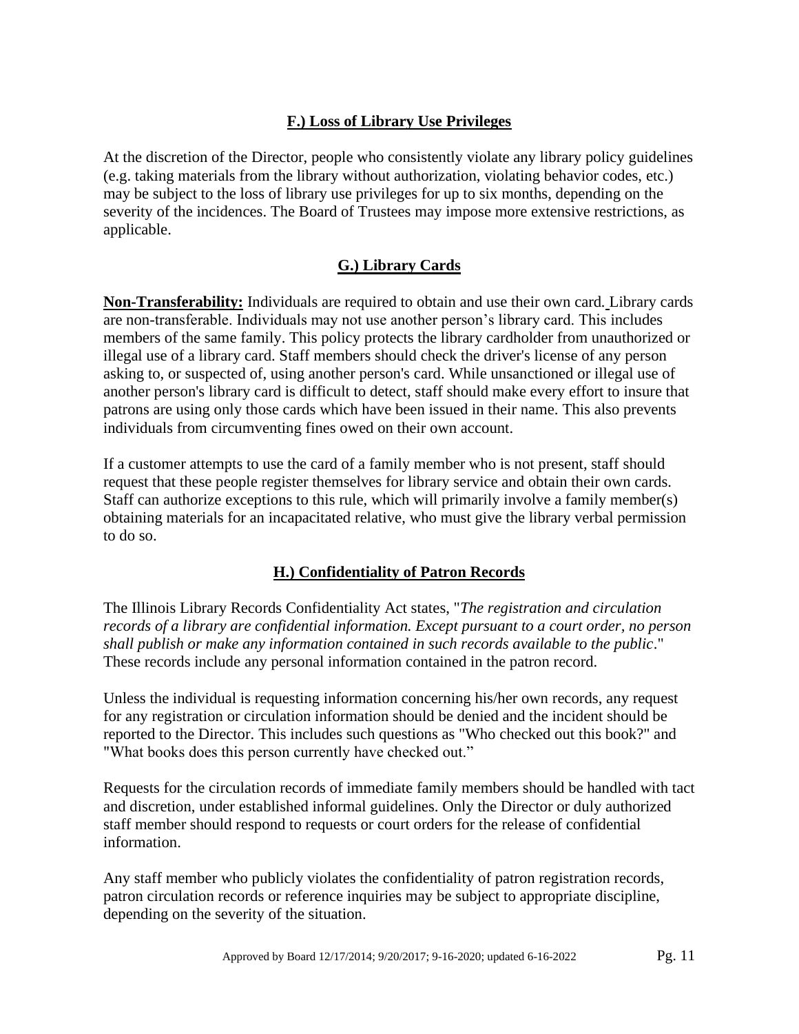## F.) Loss of Library Use Privileges

At the discretion of the Director, people who consistently violate any library policy guidelines (e.g. taking materials from the library without authorization, violating behavior codes, etc.) may be subject to the loss of library use privileges for up to six months, depending on the severity of the incidences. The Board of Trustees may impose more extensive restrictions, as applicable.

## G.) Library Cards

**Non-Transferability:** Individuals are required to obtain and use their own card. Library cards are non-transferable. Individuals may not use another person's library card. This includes members of the same family. This policy protects the library cardholder from unauthorized or illegal use of a library card. Staff members should check the driver's license of any person asking to, or suspected of, using another person's card. While unsanctioned or illegal use of another person's library card is difficult to detect, staff should make every effort to insure that patrons are using only those cards which have been issued in their name. This also prevents individuals from circumventing fines owed on their own account.

If a customer attempts to use the card of a family member who is not present, staff should request that these people register themselves for library service and obtain their own cards. Staff can authorize exceptions to this rule, which will primarily involve a family member(s) obtaining materials for an incapacitated relative, who must give the library verbal permission to do so.

## H.) Confidentiality of Patron Records

The Illinois Library Records Confidentiality Act states, "*The registration and circulation records of a library are confidential information. Except pursuant to a court order, no person shall publish or make any information contained in such records available to the public*." These records include any personal information contained in the patron record.

Unless the individual is requesting information concerning his/her own records, any request for any registration or circulation information should be denied and the incident should be reported to the Director. This includes such questions as "Who checked out this book?" and "What books does this person currently have checked out."

Requests for the circulation records of immediate family members should be handled with tact and discretion, under established informal guidelines. Only the Director or duly authorized staff member should respond to requests or court orders for the release of confidential information.

Any staff member who publicly violates the confidentiality of patron registration records, patron circulation records or reference inquiries may be subject to appropriate discipline, depending on the severity of the situation.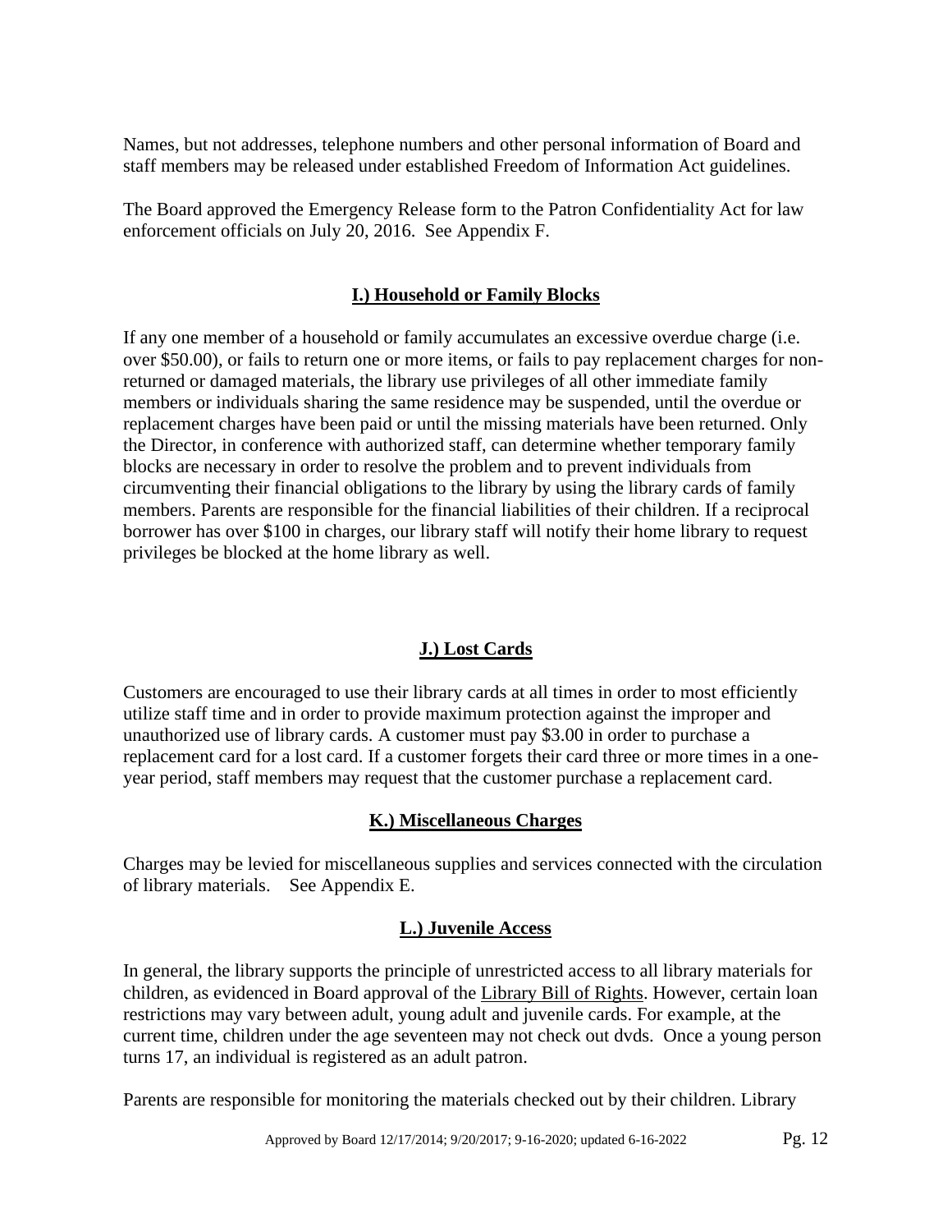Names, but not addresses, telephone numbers and other personal information of Board and staff members may be released under established Freedom of Information Act guidelines.

The Board approved the Emergency Release form to the Patron Confidentiality Act for law enforcement officials on July 20, 2016. See Appendix F.

## I.) Household or Family Blocks

If any one member of a household or family accumulates an excessive overdue charge (i.e. over $50.00), or fails to return one or more items, or fails to pay replacement charges for non-returned or damaged materials, the library use privileges of all other immediate family members or individuals sharing the same residence may be suspended, until the overdue or replacement charges have been paid or until the missing materials have been returned. Only the Director, in conference with authorized staff, can determine whether temporary family blocks are necessary in order to resolve the problem and to prevent individuals from circumventing their financial obligations to the library by using the library cards of family members. Parents are responsible for the financial liabilities of their children. If a reciprocal borrower has over $100 in charges, our library staff will notify their home library to request privileges be blocked at the home library as well.

## J.) Lost Cards

Customers are encouraged to use their library cards at all times in order to most efficiently utilize staff time and in order to provide maximum protection against the improper and unauthorized use of library cards. A customer must pay $3.00 in order to purchase a replacement card for a lost card. If a customer forgets their card three or more times in a one-year period, staff members may request that the customer purchase a replacement card.

## K.) Miscellaneous Charges

Charges may be levied for miscellaneous supplies and services connected with the circulation of library materials. See Appendix E.

## L.) Juvenile Access

In general, the library supports the principle of unrestricted access to all library materials for children, as evidenced in Board approval of the Library Bill of Rights. However, certain loan restrictions may vary between adult, young adult and juvenile cards. For example, at the current time, children under the age seventeen may not check out dvds. Once a young person turns 17, an individual is registered as an adult patron.

Parents are responsible for monitoring the materials checked out by their children. Library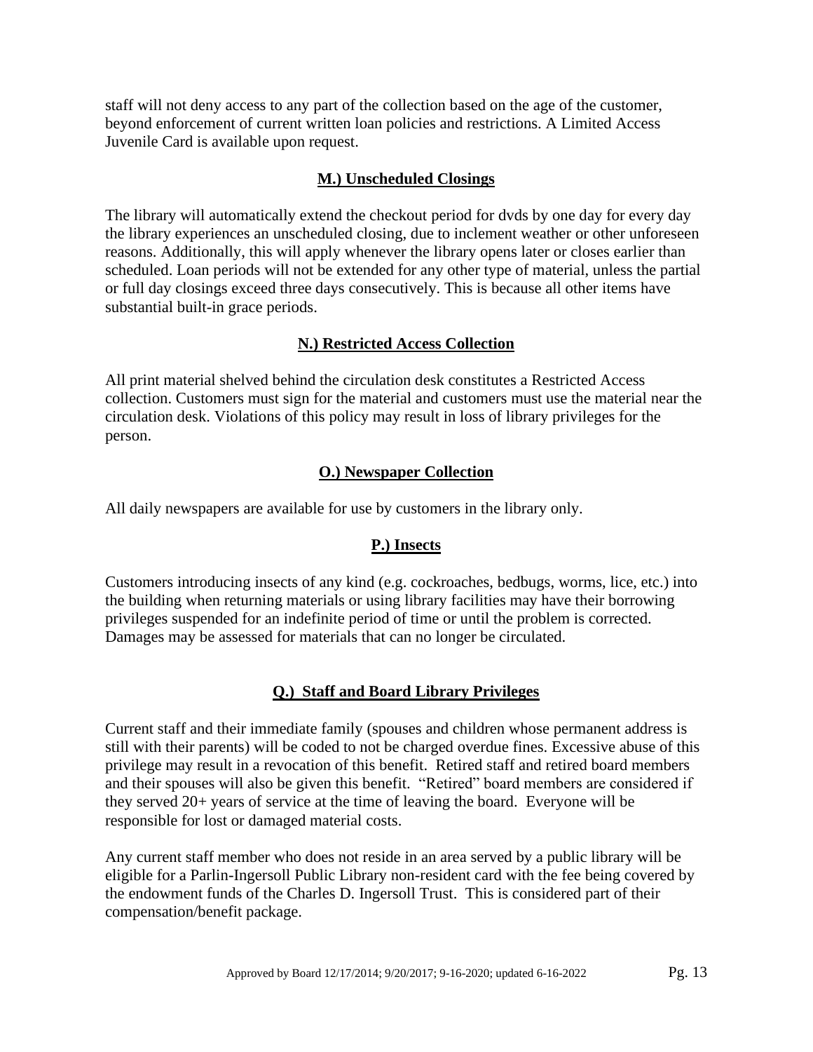staff will not deny access to any part of the collection based on the age of the customer, beyond enforcement of current written loan policies and restrictions. A Limited Access Juvenile Card is available upon request.

### M.) Unscheduled Closings

The library will automatically extend the checkout period for dvds by one day for every day the library experiences an unscheduled closing, due to inclement weather or other unforeseen reasons. Additionally, this will apply whenever the library opens later or closes earlier than scheduled. Loan periods will not be extended for any other type of material, unless the partial or full day closings exceed three days consecutively. This is because all other items have substantial built-in grace periods.

### N.) Restricted Access Collection

All print material shelved behind the circulation desk constitutes a Restricted Access collection. Customers must sign for the material and customers must use the material near the circulation desk. Violations of this policy may result in loss of library privileges for the person.

### O.) Newspaper Collection

All daily newspapers are available for use by customers in the library only.

### P.) Insects

Customers introducing insects of any kind (e.g. cockroaches, bedbugs, worms, lice, etc.) into the building when returning materials or using library facilities may have their borrowing privileges suspended for an indefinite period of time or until the problem is corrected. Damages may be assessed for materials that can no longer be circulated.

### Q.) Staff and Board Library Privileges

Current staff and their immediate family (spouses and children whose permanent address is still with their parents) will be coded to not be charged overdue fines. Excessive abuse of this privilege may result in a revocation of this benefit. Retired staff and retired board members and their spouses will also be given this benefit. "Retired" board members are considered if they served 20+ years of service at the time of leaving the board. Everyone will be responsible for lost or damaged material costs.

Any current staff member who does not reside in an area served by a public library will be eligible for a Parlin-Ingersoll Public Library non-resident card with the fee being covered by the endowment funds of the Charles D. Ingersoll Trust. This is considered part of their compensation/benefit package.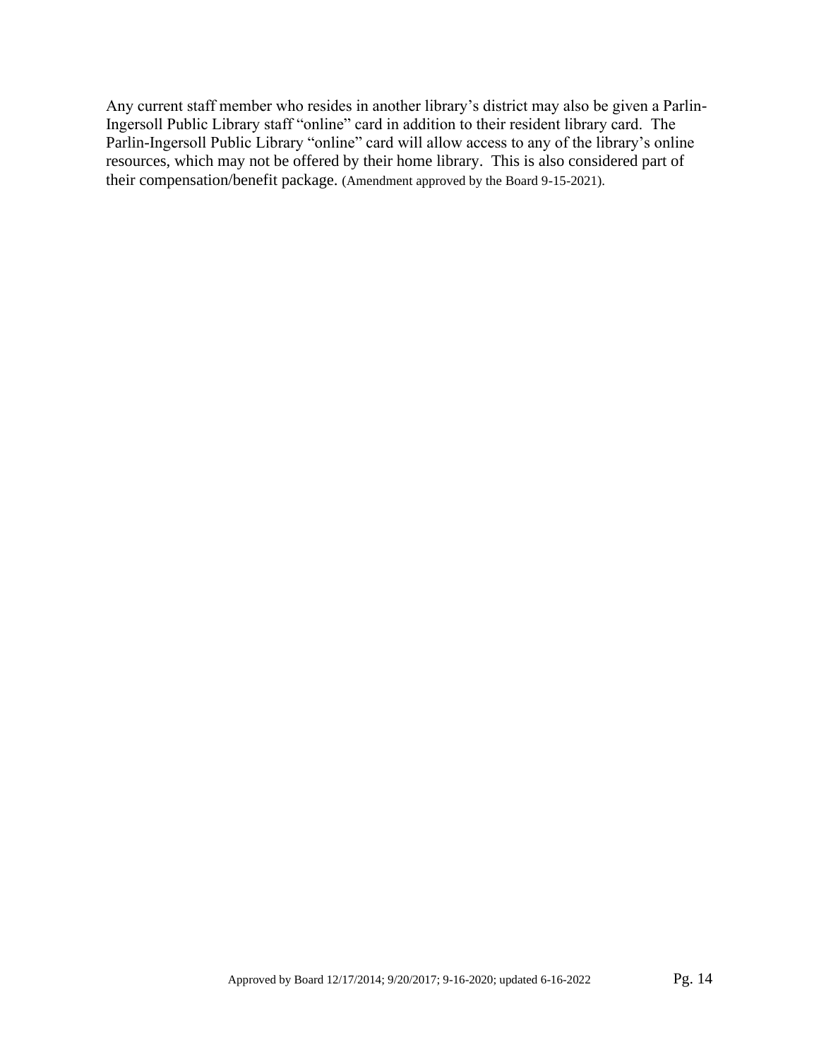Any current staff member who resides in another library's district may also be given a Parlin-Ingersoll Public Library staff "online" card in addition to their resident library card. The Parlin-Ingersoll Public Library "online" card will allow access to any of the library's online resources, which may not be offered by their home library. This is also considered part of their compensation/benefit package. (Amendment approved by the Board 9-15-2021).